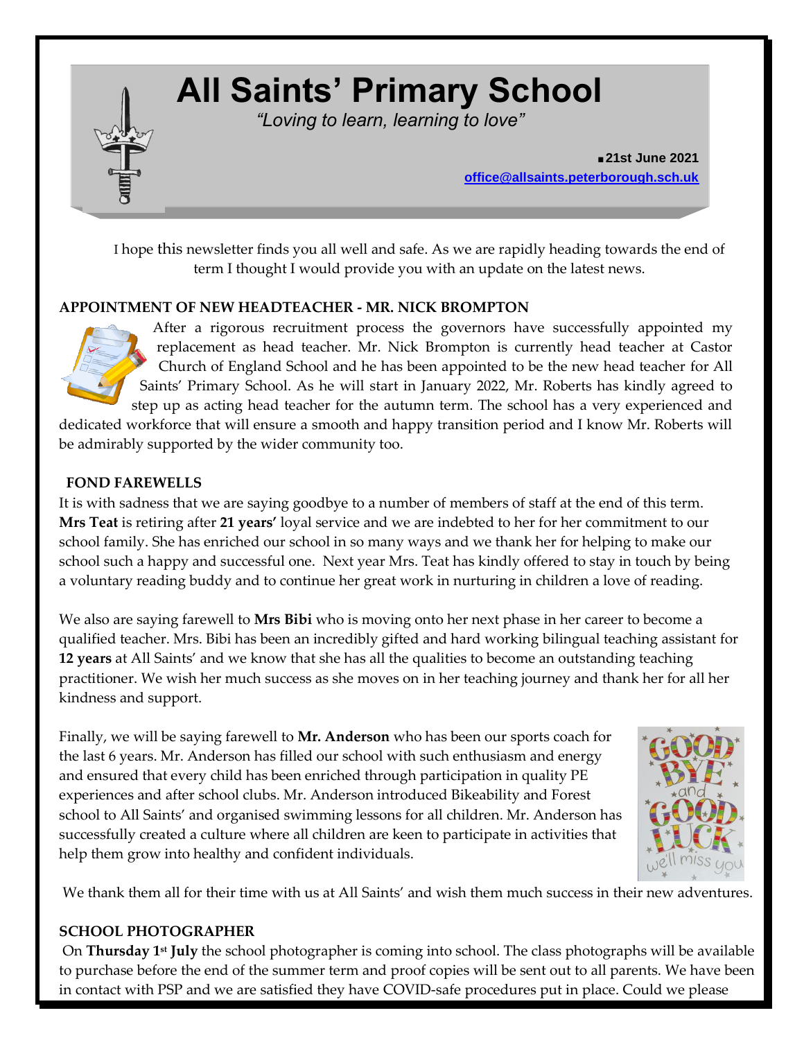# All Saints' Primary School

*"Loving to learn, learning to love"*

**21st June 2021**

**office@allsaints.peterborough.sch.uk**

I hope this newsletter finds you all well and safe. As we are rapidly heading towards the end of term I thought I would provide you with an update on the latest news.

## APPOINTMENT OF NEW HEADTEACHER - MR. NICK BROMPTON

After a rigorous recruitment process the governors have successfully appointed my replacement as head teacher. Mr. Nick Brompton is currently head teacher at Castor Church of England School and he has been appointed to be the new head teacher for All Saints' Primary School. As he will start in January 2022, Mr. Roberts has kindly agreed to step up as acting head teacher for the autumn term. The school has a very experienced and dedicated workforce that will ensure a smooth and happy transition period and I know Mr. Roberts will be admirably supported by the wider community too.

## FOND FAREWELLS

It is with sadness that we are saying goodbye to a number of members of staff at the end of this term. **Mrs Teat** is retiring after **21 years'** loyal service and we are indebted to her for her commitment to our school family. She has enriched our school in so many ways and we thank her for helping to make our school such a happy and successful one. Next year Mrs. Teat has kindly offered to stay in touch by being a voluntary reading buddy and to continue her great work in nurturing in children a love of reading.

We also are saying farewell to **Mrs Bibi** who is moving onto her next phase in her career to become a qualified teacher. Mrs. Bibi has been an incredibly gifted and hard working bilingual teaching assistant for **12 years** at All Saints' and we know that she has all the qualities to become an outstanding teaching practitioner. We wish her much success as she moves on in her teaching journey and thank her for all her kindness and support.

Finally, we will be saying farewell to **Mr. Anderson** who has been our sports coach for the last 6 years. Mr. Anderson has filled our school with such enthusiasm and energy and ensured that every child has been enriched through participation in quality PE experiences and after school clubs. Mr. Anderson introduced Bikeability and Forest school to All Saints' and organised swimming lessons for all children. Mr. Anderson has successfully created a culture where all children are keen to participate in activities that help them grow into healthy and confident individuals.

We thank them all for their time with us at All Saints' and wish them much success in their new adventures.

## SCHOOL PHOTOGRAPHER

On **Thursday 1st July** the school photographer is coming into school. The class photographs will be available to purchase before the end of the summer term and proof copies will be sent out to all parents. We have been in contact with PSP and we are satisfied they have COVID-safe procedures put in place. Could we please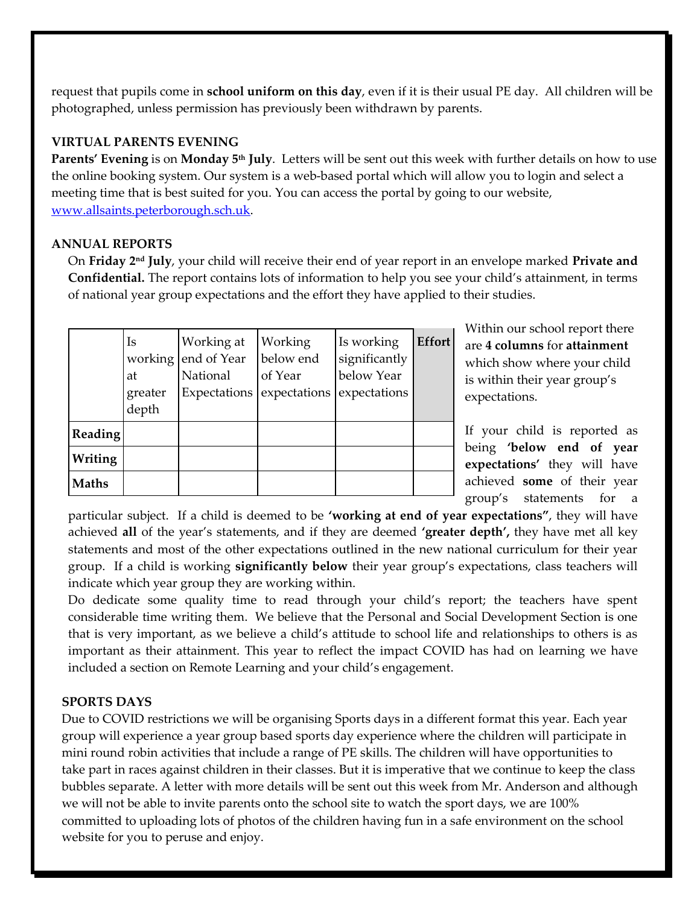request that pupils come in **school uniform on this day**, even if it is their usual PE day. All children will be photographed, unless permission has previously been withdrawn by parents.

**VIRTUAL PARENTS EVENING**

**Parents' Evening** is on **Monday 5th July**. Letters will be sent out this week with further details on how to use the online booking system. Our system is a web-based portal which will allow you to login and select a meeting time that is best suited for you. You can access the portal by going to our website, [www.allsaints.peterborough.sch.uk](www.allsaints.peterborough.sch.uk).

**ANNUAL REPORTS**

On **Friday 2nd July**, your child will receive their end of year report in an envelope marked **Private and Confidential.** The report contains lots of information to help you see your child's attainment, in terms of national year group expectations and the effort they have applied to their studies.

| | Is working at greater depth | Working at end of Year National Expectations | Working below end of Year expectations | Is working significantly below Year expectations | **Effort** |
|---|---|---|---|---|---|
| **Reading** | | | | | |
| **Writing** | | | | | |
| **Maths** | | | | | |

Within our school report there are **4 columns** for **attainment** which show where your child is within their year group's expectations.

If your child is reported as being **'below end of year expectations'** they will have achieved **some** of their year group's statements for a particular subject. If a child is deemed to be **'working at end of year expectations"**, they will have achieved **all** of the year's statements, and if they are deemed **'greater depth',** they have met all key statements and most of the other expectations outlined in the new national curriculum for their year group. If a child is working **significantly below** their year group's expectations, class teachers will indicate which year group they are working within.

Do dedicate some quality time to read through your child's report; the teachers have spent considerable time writing them. We believe that the Personal and Social Development Section is one that is very important, as we believe a child's attitude to school life and relationships to others is as important as their attainment. This year to reflect the impact COVID has had on learning we have included a section on Remote Learning and your child's engagement.

**SPORTS DAYS**

Due to COVID restrictions we will be organising Sports days in a different format this year. Each year group will experience a year group based sports day experience where the children will participate in mini round robin activities that include a range of PE skills. The children will have opportunities to take part in races against children in their classes. But it is imperative that we continue to keep the class bubbles separate. A letter with more details will be sent out this week from Mr. Anderson and although we will not be able to invite parents onto the school site to watch the sport days, we are 100% committed to uploading lots of photos of the children having fun in a safe environment on the school website for you to peruse and enjoy.